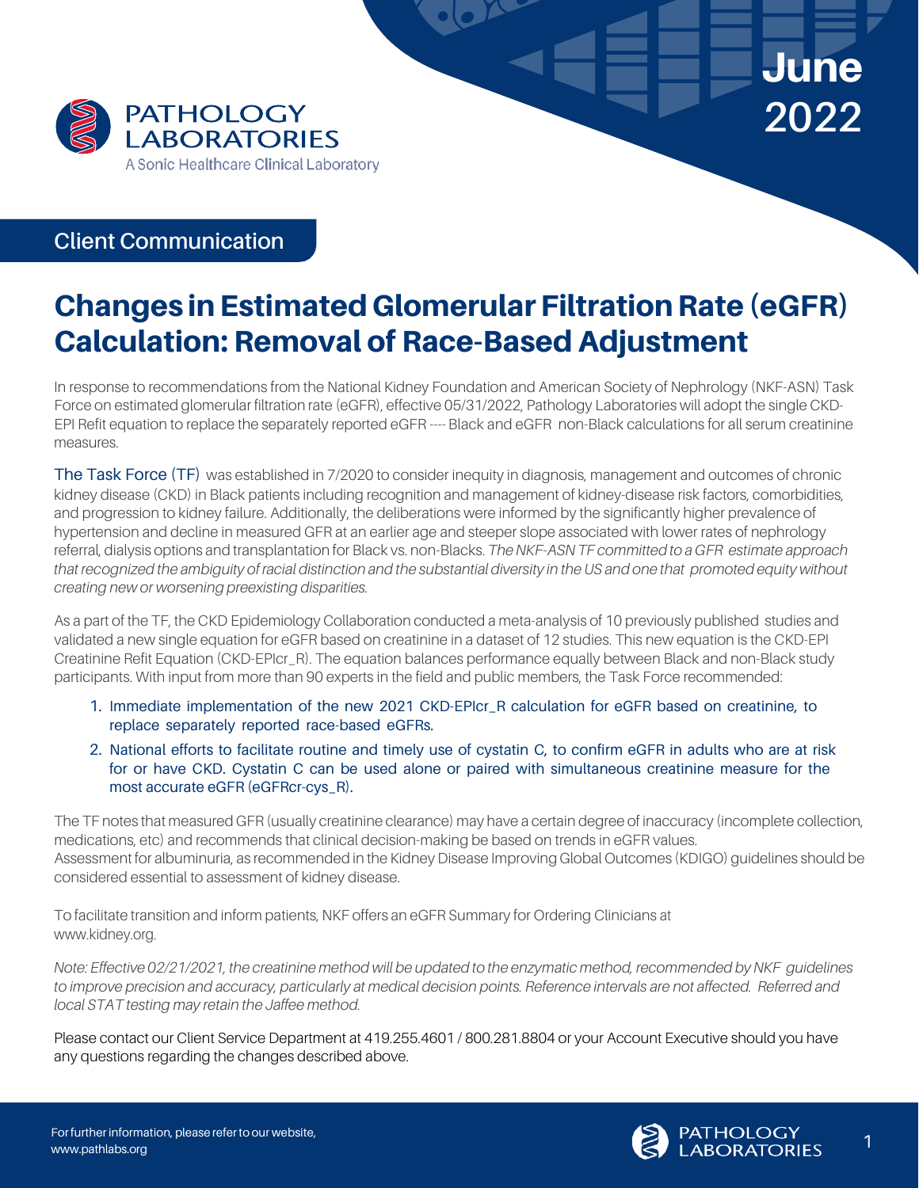PATHOLOGY LABORATORIES

A Sonic Healthcare Clinical Laboratory

**June 2022**

Client Communication

# Changes in Estimated Glomerular Filtration Rate (eGFR) Calculation: Removal of Race-Based Adjustment

In response to recommendations from the National Kidney Foundation and American Society of Nephrology (NKF-ASN) Task Force on estimated glomerular filtration rate (eGFR), effective 05/31/2022, Pathology Laboratories will adopt the single CKD-EPI Refit equation to replace the separately reported eGFR ---- Black and eGFR non-Black calculations for all serum creatinine measures.

The Task Force (TF) was established in 7/2020 to consider inequity in diagnosis, management and outcomes of chronic kidney disease (CKD) in Black patients including recognition and management of kidney-disease risk factors, comorbidities, and progression to kidney failure. Additionally, the deliberations were informed by the significantly higher prevalence of hypertension and decline in measured GFR at an earlier age and steeper slope associated with lower rates of nephrology referral, dialysis options and transplantation for Black vs. non-Blacks. *The NKF-ASN TF committed to a GFR estimate approach that recognized the ambiguity of racial distinction and the substantial diversity in the US and one that promoted equity without creating new or worsening preexisting disparities.*

As a part of the TF, the CKD Epidemiology Collaboration conducted a meta-analysis of 10 previously published studies and validated a new single equation for eGFR based on creatinine in a dataset of 12 studies. This new equation is the CKD-EPI Creatinine Refit Equation (CKD-EPIcr_R). The equation balances performance equally between Black and non-Black study participants. With input from more than 90 experts in the field and public members, the Task Force recommended:

1. Immediate implementation of the new 2021 CKD-EPIcr_R calculation for eGFR based on creatinine, to replace separately reported race-based eGFRs.
2. National efforts to facilitate routine and timely use of cystatin C, to confirm eGFR in adults who are at risk for or have CKD. Cystatin C can be used alone or paired with simultaneous creatinine measure for the most accurate eGFR (eGFRcr-cys_R).

The TF notes that measured GFR (usually creatinine clearance) may have a certain degree of inaccuracy (incomplete collection, medications, etc) and recommends that clinical decision-making be based on trends in eGFR values.
Assessment for albuminuria, as recommended in the Kidney Disease Improving Global Outcomes (KDIGO) guidelines should be considered essential to assessment of kidney disease.

To facilitate transition and inform patients, NKF offers an eGFR Summary for Ordering Clinicians at www.kidney.org.

*Note: Effective 02/21/2021, the creatinine method will be updated to the enzymatic method, recommended by NKF guidelines to improve precision and accuracy, particularly at medical decision points. Reference intervals are not affected. Referred and local STAT testing may retain the Jaffee method.*

Please contact our Client Service Department at 419.255.4601 / 800.281.8804 or your Account Executive should you have any questions regarding the changes described above.

For further information, please refer to our website, www.pathlabs.org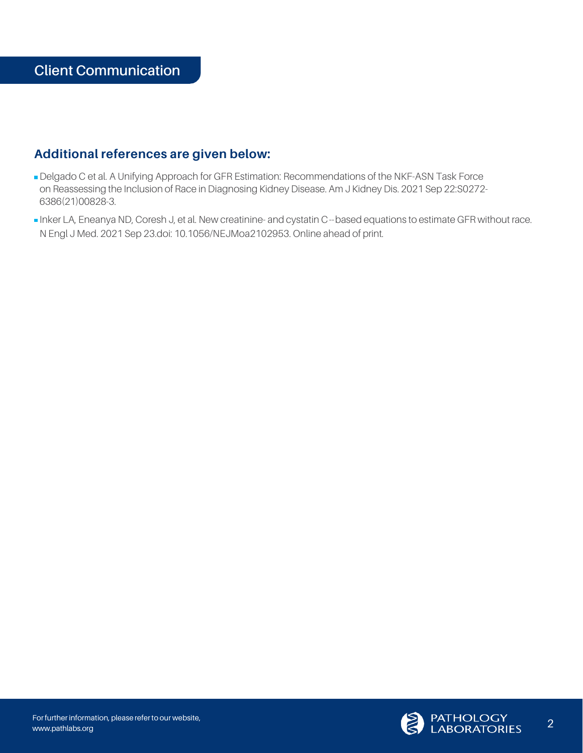Client Communication

## Additional references are given below:

- Delgado C et al. A Unifying Approach for GFR Estimation: Recommendations of the NKF-ASN Task Force on Reassessing the Inclusion of Race in Diagnosing Kidney Disease. Am J Kidney Dis. 2021 Sep 22:S0272-6386(21)00828-3.
- Inker LA, Eneanya ND, Coresh J, et al. New creatinine- and cystatin C--based equations to estimate GFR without race. N Engl J Med. 2021 Sep 23.doi: 10.1056/NEJMoa2102953. Online ahead of print.

For further information, please refer to our website, www.pathlabs.org